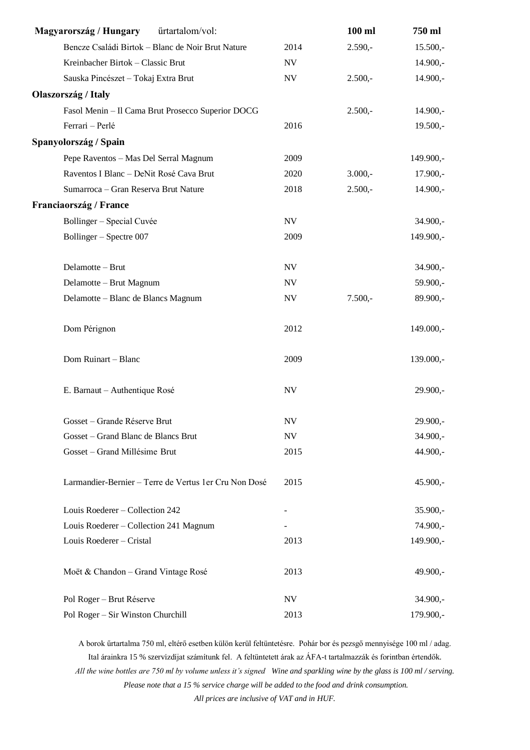| Magyarország / Hungary űrtartalom/vol: | | 100 ml | 750 ml |
|---|---|---|---|
| Bencze Családi Birtok – Blanc de Noir Brut Nature | 2014 | 2.590,- | 15.500,- |
| Kreinbacher Birtok – Classic Brut | NV | | 14.900,- |
| Sauska Pincészet – Tokaj Extra Brut | NV | 2.500,- | 14.900,- |
| **Olaszország / Italy** | | | |
| Fasol Menin – Il Cama Brut Prosecco Superior DOCG | | 2.500,- | 14.900,- |
| Ferrari – Perlé | 2016 | | 19.500,- |
| **Spanyolország / Spain** | | | |
| Pepe Raventos – Mas Del Serral Magnum | 2009 | | 149.900,- |
| Raventos I Blanc – DeNit Rosé Cava Brut | 2020 | 3.000,- | 17.900,- |
| Sumarroca – Gran Reserva Brut Nature | 2018 | 2.500,- | 14.900,- |
| **Franciaország / France** | | | |
| Bollinger – Special Cuvée | NV | | 34.900,- |
| Bollinger – Spectre 007 | 2009 | | 149.900,- |
| Delamotte – Brut | NV | | 34.900,- |
| Delamotte – Brut Magnum | NV | | 59.900,- |
| Delamotte – Blanc de Blancs Magnum | NV | 7.500,- | 89.900,- |
| Dom Pérignon | 2012 | | 149.000,- |
| Dom Ruinart – Blanc | 2009 | | 139.000,- |
| E. Barnaut – Authentique Rosé | NV | | 29.900,- |
| Gosset – Grande Réserve Brut | NV | | 29.900,- |
| Gosset – Grand Blanc de Blancs Brut | NV | | 34.900,- |
| Gosset – Grand Millésime Brut | 2015 | | 44.900,- |
| Larmandier-Bernier – Terre de Vertus 1er Cru Non Dosé | 2015 | | 45.900,- |
| Louis Roederer – Collection 242 | - | | 35.900,- |
| Louis Roederer – Collection 241 Magnum | - | | 74.900,- |
| Louis Roederer – Cristal | 2013 | | 149.900,- |
| Moët & Chandon – Grand Vintage Rosé | 2013 | | 49.900,- |
| Pol Roger – Brut Réserve | NV | | 34.900,- |
| Pol Roger – Sir Winston Churchill | 2013 | | 179.900,- |

A borok űrtartalma 750 ml, eltérő esetben külön kerül feltüntetésre. Pohár bor és pezsgő mennyisége 100 ml / adag.
Ital árainkra 15 % szervizdíjat számítunk fel. A feltüntetett árak az ÁFA-t tartalmazzák és forintban értendők.

*All the wine bottles are 750 ml by volume unless it's signed Wine and sparkling wine by the glass is 100 ml / serving.*
*Please note that a 15 % service charge will be added to the food and drink consumption.*
*All prices are inclusive of VAT and in HUF.*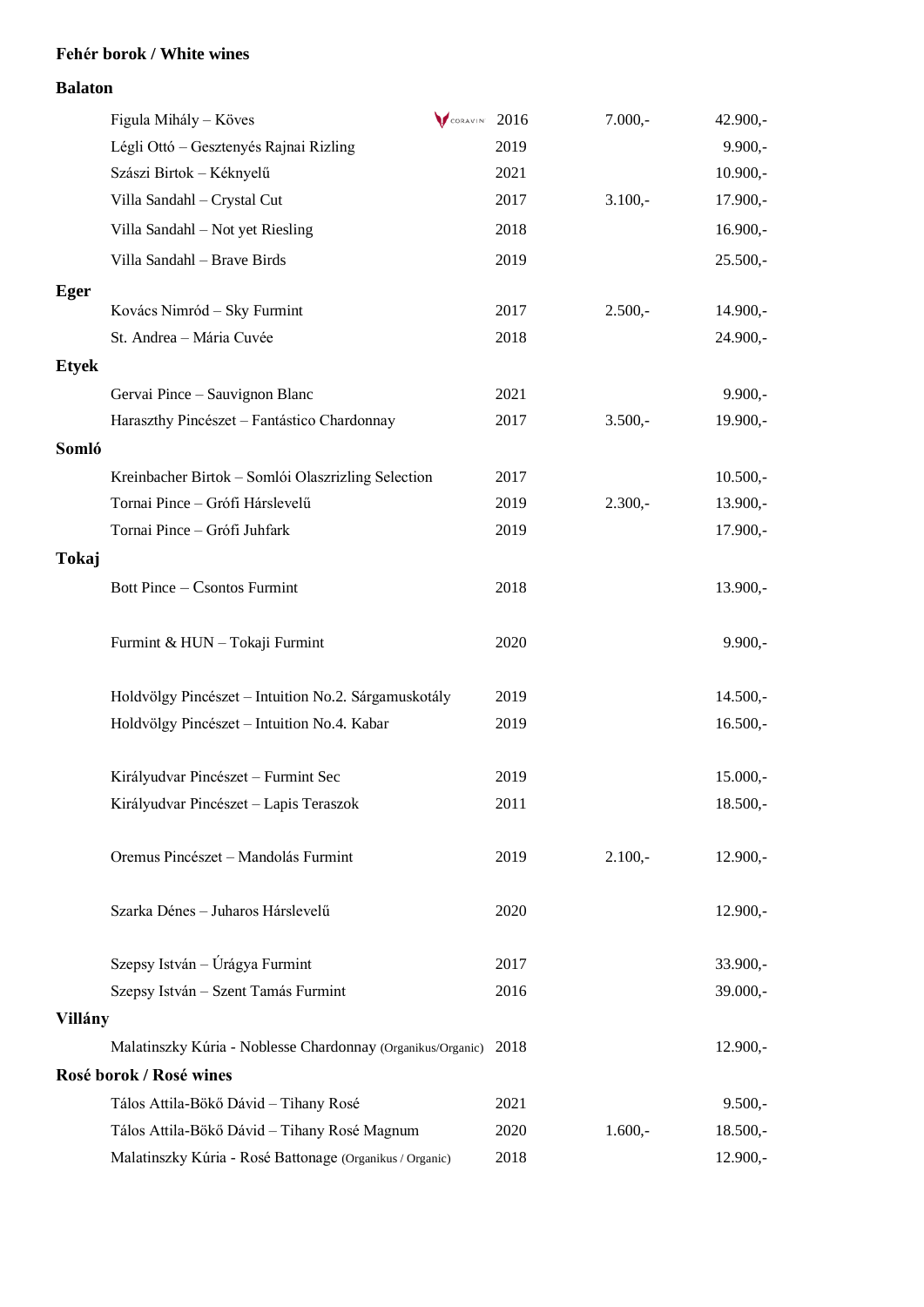## Fehér borok / White wines

### Balaton

| Bor / Wine | | Évjárat / Vintage | Pohár / Glass | Palack / Bottle |
|---|---|---|---|---|
| Figula Mihály – Köves | CORAVIN | 2016 | 7.000,- | 42.900,- |
| Légli Ottó – Gesztenyés Rajnai Rizling | | 2019 | | 9.900,- |
| Szászi Birtok – Kéknyelű | | 2021 | | 10.900,- |
| Villa Sandahl – Crystal Cut | | 2017 | 3.100,- | 17.900,- |
| Villa Sandahl – Not yet Riesling | | 2018 | | 16.900,- |
| Villa Sandahl – Brave Birds | | 2019 | | 25.500,- |

### Eger

| Bor / Wine | Évjárat / Vintage | Pohár / Glass | Palack / Bottle |
|---|---|---|---|
| Kovács Nimród – Sky Furmint | 2017 | 2.500,- | 14.900,- |
| St. Andrea – Mária Cuvée | 2018 | | 24.900,- |

### Etyek

| Bor / Wine | Évjárat / Vintage | Pohár / Glass | Palack / Bottle |
|---|---|---|---|
| Gervai Pince – Sauvignon Blanc | 2021 | | 9.900,- |
| Haraszthy Pincészet – Fantástico Chardonnay | 2017 | 3.500,- | 19.900,- |

### Somló

| Bor / Wine | Évjárat / Vintage | Pohár / Glass | Palack / Bottle |
|---|---|---|---|
| Kreinbacher Birtok – Somlói Olaszrizling Selection | 2017 | | 10.500,- |
| Tornai Pince – Grófi Hárslevelű | 2019 | 2.300,- | 13.900,- |
| Tornai Pince – Grófi Juhfark | 2019 | | 17.900,- |

### Tokaj

| Bor / Wine | Évjárat / Vintage | Pohár / Glass | Palack / Bottle |
|---|---|---|---|
| Bott Pince – Csontos Furmint | 2018 | | 13.900,- |
| Furmint & HUN – Tokaji Furmint | 2020 | | 9.900,- |
| Holdvölgy Pincészet – Intuition No.2. Sárgamuskotály | 2019 | | 14.500,- |
| Holdvölgy Pincészet – Intuition No.4. Kabar | 2019 | | 16.500,- |
| Királyudvar Pincészet – Furmint Sec | 2019 | | 15.000,- |
| Királyudvar Pincészet – Lapis Teraszok | 2011 | | 18.500,- |
| Oremus Pincészet – Mandolás Furmint | 2019 | 2.100,- | 12.900,- |
| Szarka Dénes – Juharos Hárslevelű | 2020 | | 12.900,- |
| Szepsy István – Úrágya Furmint | 2017 | | 33.900,- |
| Szepsy István – Szent Tamás Furmint | 2016 | | 39.000,- |

### Villány

| Bor / Wine | Évjárat / Vintage | Pohár / Glass | Palack / Bottle |
|---|---|---|---|
| Malatinszky Kúria - Noblesse Chardonnay (Organikus/Organic) | 2018 | | 12.900,- |

## Rosé borok / Rosé wines

| Bor / Wine | Évjárat / Vintage | Pohár / Glass | Palack / Bottle |
|---|---|---|---|
| Tálos Attila-Bökő Dávid – Tihany Rosé | 2021 | | 9.500,- |
| Tálos Attila-Bökő Dávid – Tihany Rosé Magnum | 2020 | 1.600,- | 18.500,- |
| Malatinszky Kúria - Rosé Battonage (Organikus / Organic) | 2018 | | 12.900,- |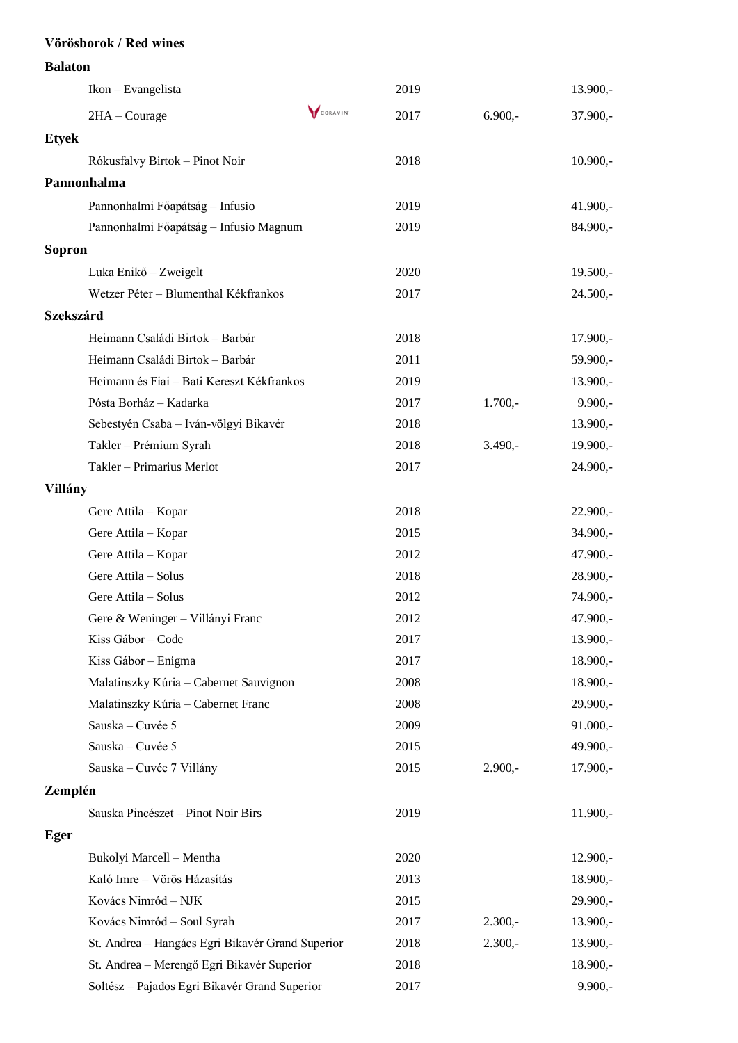## Vörösborok / Red wines

### Balaton

| Wine | Year | Glass | Bottle |
|---|---|---|---|
| Ikon – Evangelista | 2019 | | 13.900,- |
| 2HA – Courage (CORAVIN) | 2017 | 6.900,- | 37.900,- |

### Etyek

| Wine | Year | Glass | Bottle |
|---|---|---|---|
| Rókusfalvy Birtok – Pinot Noir | 2018 | | 10.900,- |

### Pannonhalma

| Wine | Year | Glass | Bottle |
|---|---|---|---|
| Pannonhalmi Főapátság – Infusio | 2019 | | 41.900,- |
| Pannonhalmi Főapátság – Infusio Magnum | 2019 | | 84.900,- |

### Sopron

| Wine | Year | Glass | Bottle |
|---|---|---|---|
| Luka Enikő – Zweigelt | 2020 | | 19.500,- |
| Wetzer Péter – Blumenthal Kékfrankos | 2017 | | 24.500,- |

### Szekszárd

| Wine | Year | Glass | Bottle |
|---|---|---|---|
| Heimann Családi Birtok – Barbár | 2018 | | 17.900,- |
| Heimann Családi Birtok – Barbár | 2011 | | 59.900,- |
| Heimann és Fiai – Bati Kereszt Kékfrankos | 2019 | | 13.900,- |
| Pósta Borház – Kadarka | 2017 | 1.700,- | 9.900,- |
| Sebestyén Csaba – Iván-völgyi Bikavér | 2018 | | 13.900,- |
| Takler – Prémium Syrah | 2018 | 3.490,- | 19.900,- |
| Takler – Primarius Merlot | 2017 | | 24.900,- |

### Villány

| Wine | Year | Glass | Bottle |
|---|---|---|---|
| Gere Attila – Kopar | 2018 | | 22.900,- |
| Gere Attila – Kopar | 2015 | | 34.900,- |
| Gere Attila – Kopar | 2012 | | 47.900,- |
| Gere Attila – Solus | 2018 | | 28.900,- |
| Gere Attila – Solus | 2012 | | 74.900,- |
| Gere & Weninger – Villányi Franc | 2012 | | 47.900,- |
| Kiss Gábor – Code | 2017 | | 13.900,- |
| Kiss Gábor – Enigma | 2017 | | 18.900,- |
| Malatinszky Kúria – Cabernet Sauvignon | 2008 | | 18.900,- |
| Malatinszky Kúria – Cabernet Franc | 2008 | | 29.900,- |
| Sauska – Cuvée 5 | 2009 | | 91.000,- |
| Sauska – Cuvée 5 | 2015 | | 49.900,- |
| Sauska – Cuvée 7 Villány | 2015 | 2.900,- | 17.900,- |

### Zemplén

| Wine | Year | Glass | Bottle |
|---|---|---|---|
| Sauska Pincészet – Pinot Noir Birs | 2019 | | 11.900,- |

### Eger

| Wine | Year | Glass | Bottle |
|---|---|---|---|
| Bukolyi Marcell – Mentha | 2020 | | 12.900,- |
| Kaló Imre – Vörös Házasítás | 2013 | | 18.900,- |
| Kovács Nimród – NJK | 2015 | | 29.900,- |
| Kovács Nimród – Soul Syrah | 2017 | 2.300,- | 13.900,- |
| St. Andrea – Hangács Egri Bikavér Grand Superior | 2018 | 2.300,- | 13.900,- |
| St. Andrea – Merengő Egri Bikavér Superior | 2018 | | 18.900,- |
| Soltész – Pajados Egri Bikavér Grand Superior | 2017 | | 9.900,- |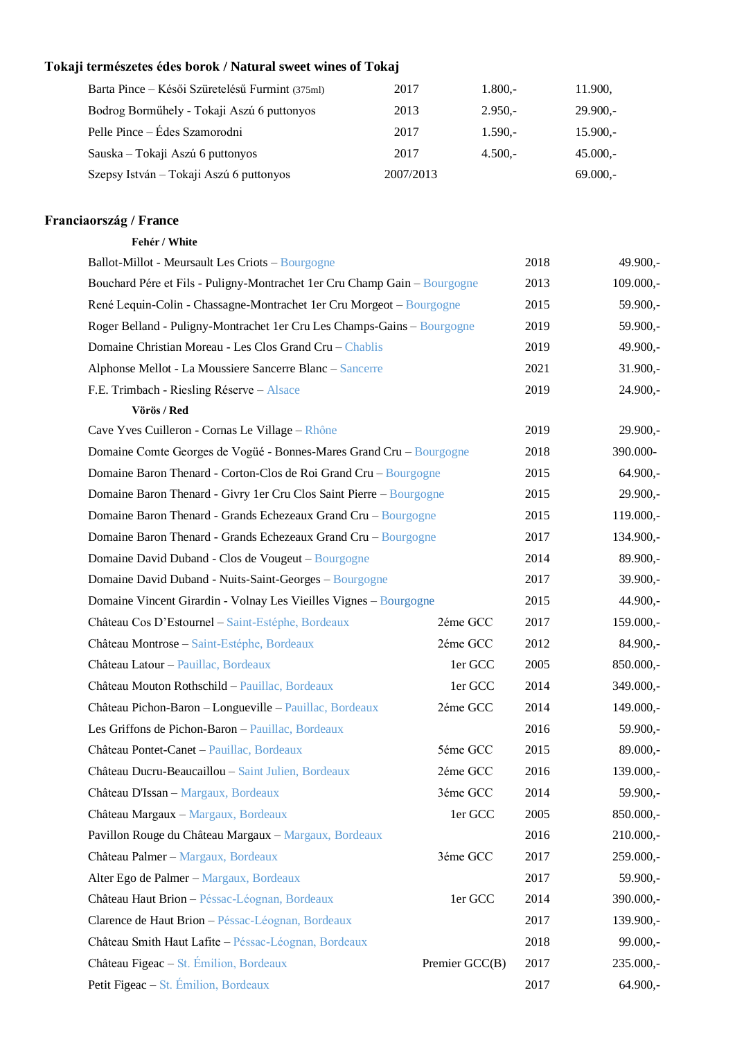## Tokaji természetes édes borok / Natural sweet wines of Tokaj

| | | | |
|---|---|---|---|
| Barta Pince – Késői Szüretelésű Furmint (375ml) | 2017 | 1.800,- | 11.900, |
| Bodrog Borműhely - Tokaji Aszú 6 puttonyos | 2013 | 2.950,- | 29.900,- |
| Pelle Pince – Édes Szamorodni | 2017 | 1.590,- | 15.900,- |
| Sauska – Tokaji Aszú 6 puttonyos | 2017 | 4.500,- | 45.000,- |
| Szepsy István – Tokaji Aszú 6 puttonyos | 2007/2013 | | 69.000,- |

## Franciaország / France

### Fehér / White

| | | | |
|---|---|---|---|
| Ballot-Millot - Meursault Les Criots – Bourgogne | | 2018 | 49.900,- |
| Bouchard Pére et Fils - Puligny-Montrachet 1er Cru Champ Gain – Bourgogne | | 2013 | 109.000,- |
| René Lequin-Colin - Chassagne-Montrachet 1er Cru Morgeot – Bourgogne | | 2015 | 59.900,- |
| Roger Belland - Puligny-Montrachet 1er Cru Les Champs-Gains – Bourgogne | | 2019 | 59.900,- |
| Domaine Christian Moreau - Les Clos Grand Cru – Chablis | | 2019 | 49.900,- |
| Alphonse Mellot - La Moussiere Sancerre Blanc – Sancerre | | 2021 | 31.900,- |
| F.E. Trimbach - Riesling Réserve – Alsace | | 2019 | 24.900,- |

### Vörös / Red

| | | | |
|---|---|---|---|
| Cave Yves Cuilleron - Cornas Le Village – Rhône | | 2019 | 29.900,- |
| Domaine Comte Georges de Vogüé - Bonnes-Mares Grand Cru – Bourgogne | | 2018 | 390.000- |
| Domaine Baron Thenard - Corton-Clos de Roi Grand Cru – Bourgogne | | 2015 | 64.900,- |
| Domaine Baron Thenard - Givry 1er Cru Clos Saint Pierre – Bourgogne | | 2015 | 29.900,- |
| Domaine Baron Thenard - Grands Echezeaux Grand Cru – Bourgogne | | 2015 | 119.000,- |
| Domaine Baron Thenard - Grands Echezeaux Grand Cru – Bourgogne | | 2017 | 134.900,- |
| Domaine David Duband - Clos de Vougeut – Bourgogne | | 2014 | 89.900,- |
| Domaine David Duband - Nuits-Saint-Georges – Bourgogne | | 2017 | 39.900,- |
| Domaine Vincent Girardin - Volnay Les Vieilles Vignes – Bourgogne | | 2015 | 44.900,- |
| Château Cos D'Estournel – Saint-Estéphe, Bordeaux | 2éme GCC | 2017 | 159.000,- |
| Château Montrose – Saint-Estéphe, Bordeaux | 2éme GCC | 2012 | 84.900,- |
| Château Latour – Pauillac, Bordeaux | 1er GCC | 2005 | 850.000,- |
| Château Mouton Rothschild – Pauillac, Bordeaux | 1er GCC | 2014 | 349.000,- |
| Château Pichon-Baron – Longueville – Pauillac, Bordeaux | 2éme GCC | 2014 | 149.000,- |
| Les Griffons de Pichon-Baron – Pauillac, Bordeaux | | 2016 | 59.900,- |
| Château Pontet-Canet – Pauillac, Bordeaux | 5éme GCC | 2015 | 89.000,- |
| Château Ducru-Beaucaillou – Saint Julien, Bordeaux | 2éme GCC | 2016 | 139.000,- |
| Château D'Issan – Margaux, Bordeaux | 3éme GCC | 2014 | 59.900,- |
| Château Margaux – Margaux, Bordeaux | 1er GCC | 2005 | 850.000,- |
| Pavillon Rouge du Château Margaux – Margaux, Bordeaux | | 2016 | 210.000,- |
| Château Palmer – Margaux, Bordeaux | 3éme GCC | 2017 | 259.000,- |
| Alter Ego de Palmer – Margaux, Bordeaux | | 2017 | 59.900,- |
| Château Haut Brion – Péssac-Léognan, Bordeaux | 1er GCC | 2014 | 390.000,- |
| Clarence de Haut Brion – Péssac-Léognan, Bordeaux | | 2017 | 139.900,- |
| Château Smith Haut Lafite – Péssac-Léognan, Bordeaux | | 2018 | 99.000,- |
| Château Figeac – St. Émilion, Bordeaux | Premier GCC(B) | 2017 | 235.000,- |
| Petit Figeac – St. Émilion, Bordeaux | | 2017 | 64.900,- |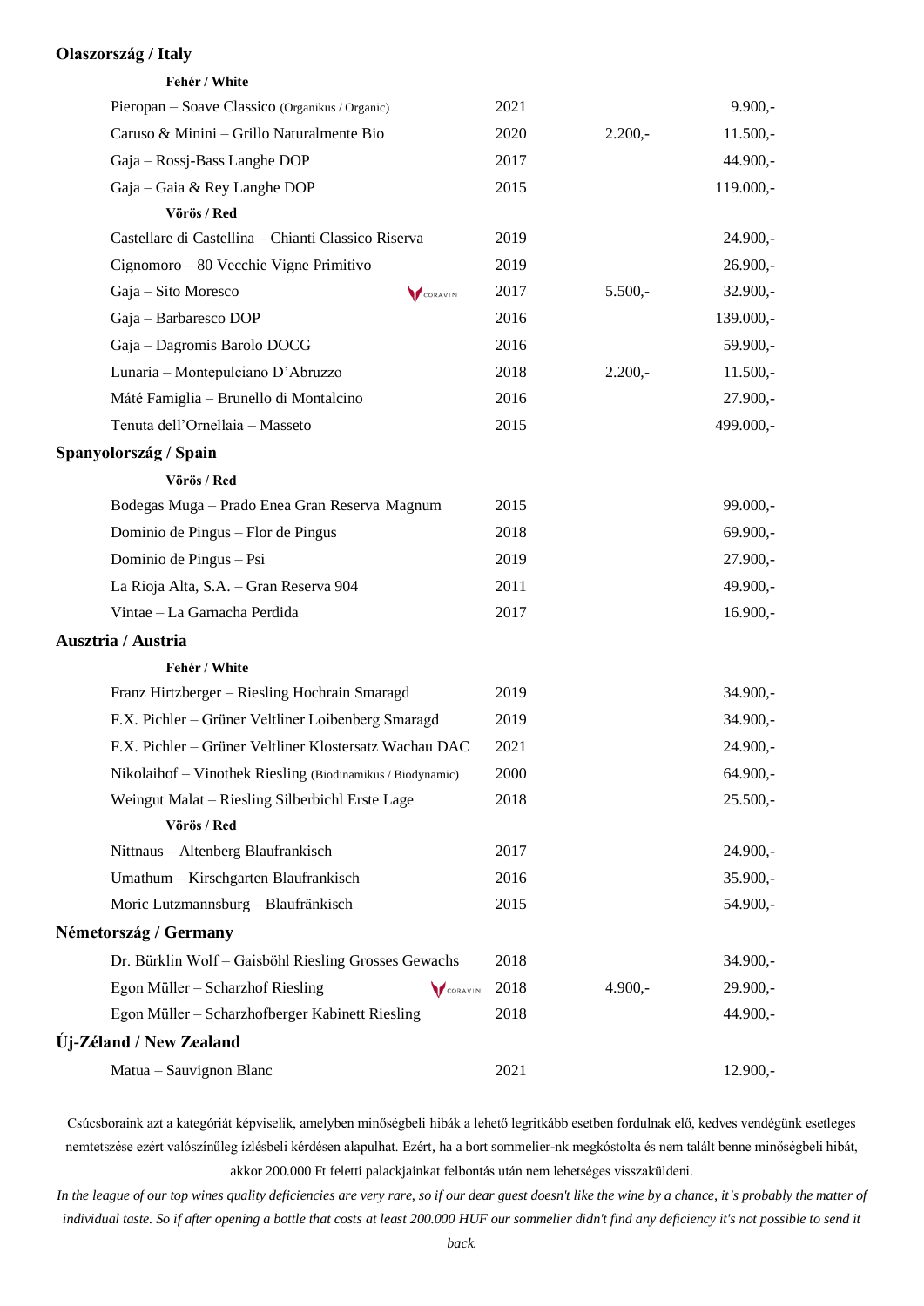## Olaszország / Italy

### Fehér / White

| Wine | Vintage | Glass | Bottle |
|---|---|---|---|
| Pieropan – Soave Classico (Organikus / Organic) | 2021 | | 9.900,- |
| Caruso & Minini – Grillo Naturalmente Bio | 2020 | 2.200,- | 11.500,- |
| Gaja – Rossj-Bass Langhe DOP | 2017 | | 44.900,- |
| Gaja – Gaia & Rey Langhe DOP | 2015 | | 119.000,- |

### Vörös / Red

| Wine | Vintage | Glass | Bottle |
|---|---|---|---|
| Castellare di Castellina – Chianti Classico Riserva | 2019 | | 24.900,- |
| Cignomoro – 80 Vecchie Vigne Primitivo | 2019 | | 26.900,- |
| Gaja – Sito Moresco (CORAVIN) | 2017 | 5.500,- | 32.900,- |
| Gaja – Barbaresco DOP | 2016 | | 139.000,- |
| Gaja – Dagromis Barolo DOCG | 2016 | | 59.900,- |
| Lunaria – Montepulciano D'Abruzzo | 2018 | 2.200,- | 11.500,- |
| Máté Famiglia – Brunello di Montalcino | 2016 | | 27.900,- |
| Tenuta dell'Ornellaia – Masseto | 2015 | | 499.000,- |

## Spanyolország / Spain

### Vörös / Red

| Wine | Vintage | Glass | Bottle |
|---|---|---|---|
| Bodegas Muga – Prado Enea Gran Reserva Magnum | 2015 | | 99.000,- |
| Dominio de Pingus – Flor de Pingus | 2018 | | 69.900,- |
| Dominio de Pingus – Psi | 2019 | | 27.900,- |
| La Rioja Alta, S.A. – Gran Reserva 904 | 2011 | | 49.900,- |
| Vintae – La Garnacha Perdida | 2017 | | 16.900,- |

## Ausztria / Austria

### Fehér / White

| Wine | Vintage | Glass | Bottle |
|---|---|---|---|
| Franz Hirtzberger – Riesling Hochrain Smaragd | 2019 | | 34.900,- |
| F.X. Pichler – Grüner Veltliner Loibenberg Smaragd | 2019 | | 34.900,- |
| F.X. Pichler – Grüner Veltliner Klostersatz Wachau DAC | 2021 | | 24.900,- |
| Nikolaihof – Vinothek Riesling (Biodinamikus / Biodynamic) | 2000 | | 64.900,- |
| Weingut Malat – Riesling Silberbichl Erste Lage | 2018 | | 25.500,- |

### Vörös / Red

| Wine | Vintage | Glass | Bottle |
|---|---|---|---|
| Nittnaus – Altenberg Blaufrankisch | 2017 | | 24.900,- |
| Umathum – Kirschgarten Blaufrankisch | 2016 | | 35.900,- |
| Moric Lutzmannsburg – Blaufränkisch | 2015 | | 54.900,- |

## Németország / Germany

| Wine | Vintage | Glass | Bottle |
|---|---|---|---|
| Dr. Bürklin Wolf – Gaisböhl Riesling Grosses Gewachs | 2018 | | 34.900,- |
| Egon Müller – Scharzhof Riesling (CORAVIN) | 2018 | 4.900,- | 29.900,- |
| Egon Müller – Scharzhofberger Kabinett Riesling | 2018 | | 44.900,- |

## Új-Zéland / New Zealand

| Wine | Vintage | Glass | Bottle |
|---|---|---|---|
| Matua – Sauvignon Blanc | 2021 | | 12.900,- |

Csúcsboraink azt a kategóriát képviselik, amelyben minőségbeli hibák a lehető legritkább esetben fordulnak elő, kedves vendégünk esetleges nemtetszése ezért valószínűleg ízlésbeli kérdésen alapulhat. Ezért, ha a bort sommelier-nk megkóstolta és nem talált benne minőségbeli hibát, akkor 200.000 Ft feletti palackjainkat felbontás után nem lehetséges visszaküldeni.

*In the league of our top wines quality deficiencies are very rare, so if our dear guest doesn't like the wine by a chance, it's probably the matter of individual taste. So if after opening a bottle that costs at least 200.000 HUF our sommelier didn't find any deficiency it's not possible to send it back.*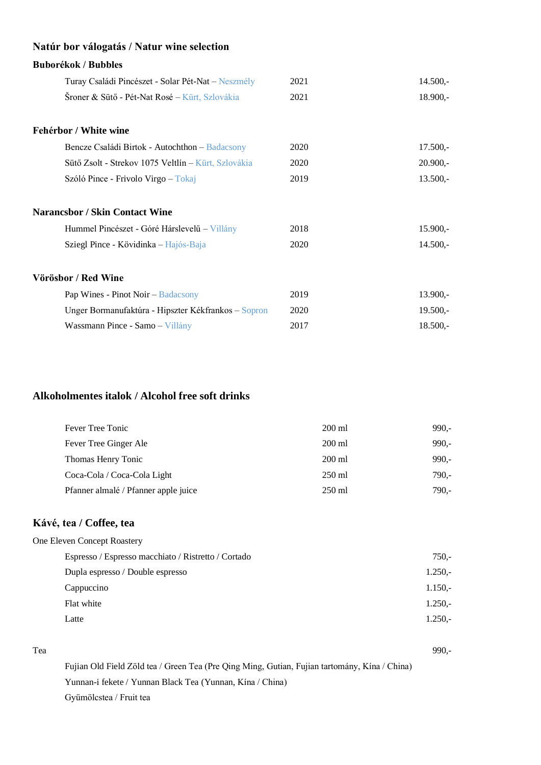## Natúr bor válogatás / Natur wine selection

### Buborékok / Bubbles

| | | |
|---|---|---|
| Turay Családi Pincészet - Solar Pét-Nat – Neszmély | 2021 | 14.500,- |
| Šroner & Sütő - Pét-Nat Rosé – Kürt, Szlovákia | 2021 | 18.900,- |

### Fehérbor / White wine

| | | |
|---|---|---|
| Bencze Családi Birtok - Autochthon – Badacsony | 2020 | 17.500,- |
| Sütő Zsolt - Strekov 1075 Veltlín – Kürt, Szlovákia | 2020 | 20.900,- |
| Szóló Pince - Frivolo Virgo – Tokaj | 2019 | 13.500,- |

### Narancsbor / Skin Contact Wine

| | | |
|---|---|---|
| Hummel Pincészet - Góré Hárslevelű – Villány | 2018 | 15.900,- |
| Sziegl Pince - Kövidinka – Hajós-Baja | 2020 | 14.500,- |

### Vörösbor / Red Wine

| | | |
|---|---|---|
| Pap Wines - Pinot Noir – Badacsony | 2019 | 13.900,- |
| Unger Bormanufaktúra - Hipszter Kékfrankos – Sopron | 2020 | 19.500,- |
| Wassmann Pince - Samo – Villány | 2017 | 18.500,- |

## Alkoholmentes italok / Alcohol free soft drinks

| | | |
|---|---|---|
| Fever Tree Tonic | 200 ml | 990,- |
| Fever Tree Ginger Ale | 200 ml | 990,- |
| Thomas Henry Tonic | 200 ml | 990,- |
| Coca-Cola / Coca-Cola Light | 250 ml | 790,- |
| Pfanner almalé / Pfanner apple juice | 250 ml | 790,- |

## Kávé, tea / Coffee, tea

One Eleven Concept Roastery

| | |
|---|---|
| Espresso / Espresso macchiato / Ristretto / Cortado | 750,- |
| Dupla espresso / Double espresso | 1.250,- |
| Cappuccino | 1.150,- |
| Flat white | 1.250,- |
| Latte | 1.250,- |

Tea 990,-

- Fujian Old Field Zöld tea / Green Tea (Pre Qing Ming, Gutian, Fujian tartomány, Kína / China)
- Yunnan-i fekete / Yunnan Black Tea (Yunnan, Kína / China)
- Gyümölcstea / Fruit tea